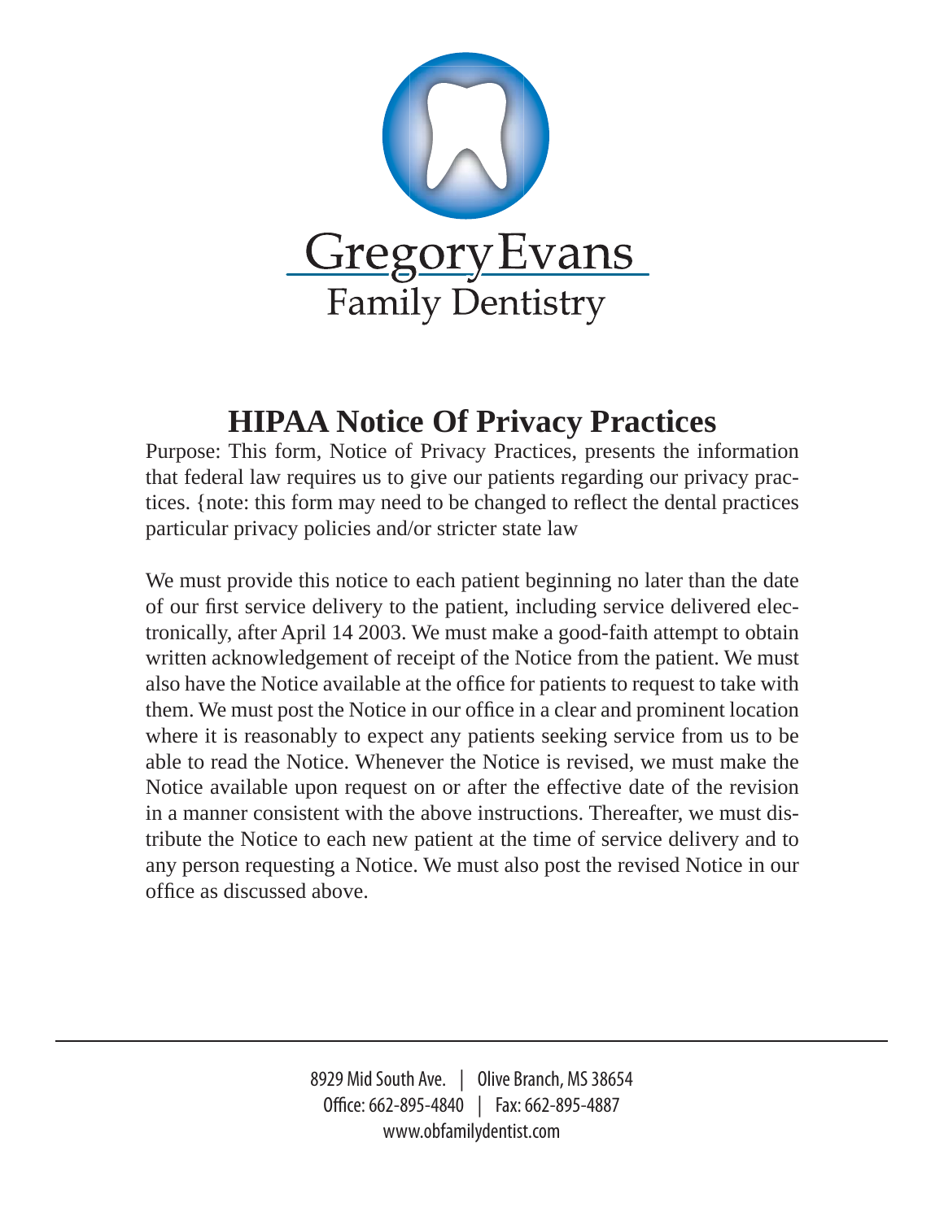Gregory Evans

Family Dentistry

# HIPAA Notice Of Privacy Practices

Purpose: This form, Notice of Privacy Practices, presents the information that federal law requires us to give our patients regarding our privacy practices. {note: this form may need to be changed to reflect the dental practices particular privacy policies and/or stricter state law

We must provide this notice to each patient beginning no later than the date of our first service delivery to the patient, including service delivered electronically, after April 14 2003. We must make a good-faith attempt to obtain written acknowledgement of receipt of the Notice from the patient. We must also have the Notice available at the office for patients to request to take with them. We must post the Notice in our office in a clear and prominent location where it is reasonably to expect any patients seeking service from us to be able to read the Notice. Whenever the Notice is revised, we must make the Notice available upon request on or after the effective date of the revision in a manner consistent with the above instructions. Thereafter, we must distribute the Notice to each new patient at the time of service delivery and to any person requesting a Notice. We must also post the revised Notice in our office as discussed above.

8929 Mid South Ave. | Olive Branch, MS 38654
Office: 662-895-4840 | Fax: 662-895-4887
www.obfamilydentist.com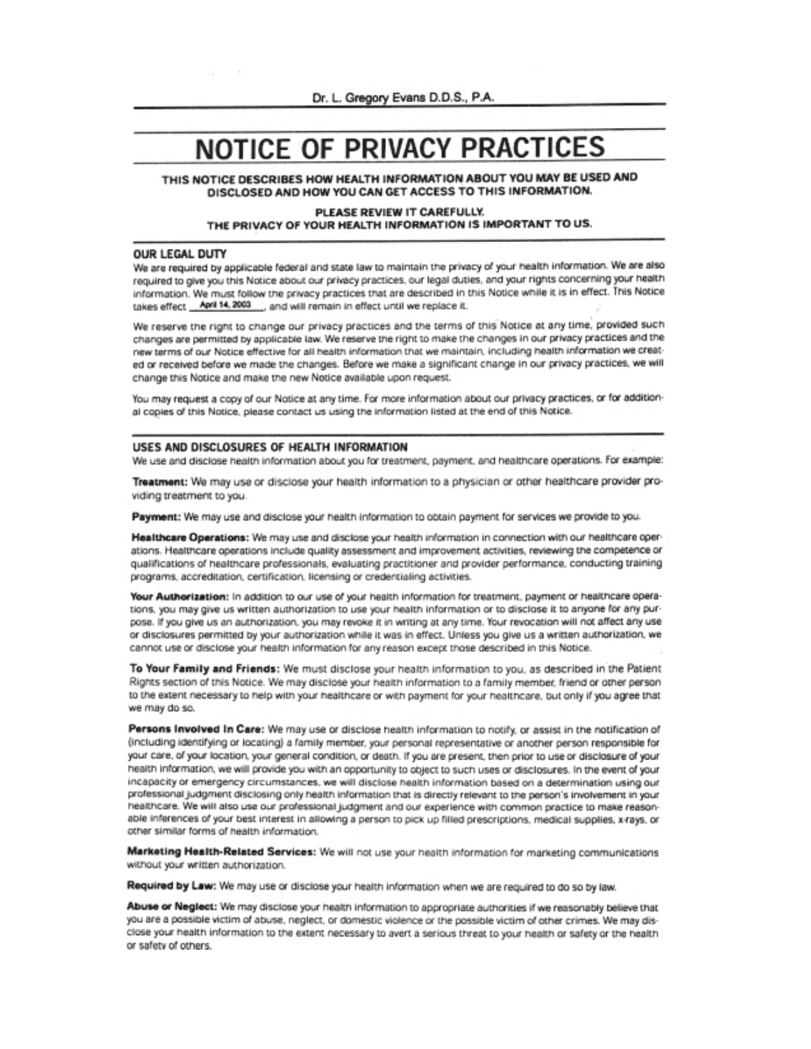Dr. L. Gregory Evans D.D.S., P.A.

# NOTICE OF PRIVACY PRACTICES

**THIS NOTICE DESCRIBES HOW HEALTH INFORMATION ABOUT YOU MAY BE USED AND DISCLOSED AND HOW YOU CAN GET ACCESS TO THIS INFORMATION.**

**PLEASE REVIEW IT CAREFULLY.**
**THE PRIVACY OF YOUR HEALTH INFORMATION IS IMPORTANT TO US.**

## OUR LEGAL DUTY

We are required by applicable federal and state law to maintain the privacy of your health information. We are also required to give you this Notice about our privacy practices, our legal duties, and your rights concerning your health information. We must follow the privacy practices that are described in this Notice while it is in effect. This Notice takes effect April 14, 2003, and will remain in effect until we replace it.

We reserve the right to change our privacy practices and the terms of this Notice at any time, provided such changes are permitted by applicable law. We reserve the right to make the changes in our privacy practices and the new terms of our Notice effective for all health information that we maintain, including health information we created or received before we made the changes. Before we make a significant change in our privacy practices, we will change this Notice and make the new Notice available upon request.

You may request a copy of our Notice at any time. For more information about our privacy practices, or for additional copies of this Notice, please contact us using the information listed at the end of this Notice.

## USES AND DISCLOSURES OF HEALTH INFORMATION

We use and disclose health information about you for treatment, payment, and healthcare operations. For example:

**Treatment:** We may use or disclose your health information to a physician or other healthcare provider providing treatment to you.

**Payment:** We may use and disclose your health information to obtain payment for services we provide to you.

**Healthcare Operations:** We may use and disclose your health information in connection with our healthcare operations. Healthcare operations include quality assessment and improvement activities, reviewing the competence or qualifications of healthcare professionals, evaluating practitioner and provider performance, conducting training programs, accreditation, certification, licensing or credentialing activities.

**Your Authorization:** In addition to our use of your health information for treatment, payment or healthcare operations, you may give us written authorization to use your health information or to disclose it to anyone for any purpose. If you give us an authorization, you may revoke it in writing at any time. Your revocation will not affect any use or disclosures permitted by your authorization while it was in effect. Unless you give us a written authorization, we cannot use or disclose your health information for any reason except those described in this Notice.

**To Your Family and Friends:** We must disclose your health information to you, as described in the Patient Rights section of this Notice. We may disclose your health information to a family member, friend or other person to the extent necessary to help with your healthcare or with payment for your healthcare, but only if you agree that we may do so.

**Persons Involved In Care:** We may use or disclose health information to notify, or assist in the notification of (including identifying or locating) a family member, your personal representative or another person responsible for your care, of your location, your general condition, or death. If you are present, then prior to use or disclosure of your health information, we will provide you with an opportunity to object to such uses or disclosures. In the event of your incapacity or emergency circumstances, we will disclose health information based on a determination using our professional judgment disclosing only health information that is directly relevant to the person's involvement in your healthcare. We will also use our professional judgment and our experience with common practice to make reasonable inferences of your best interest in allowing a person to pick up filled prescriptions, medical supplies, x-rays, or other similar forms of health information.

**Marketing Health-Related Services:** We will not use your health information for marketing communications without your written authorization.

**Required by Law:** We may use or disclose your health information when we are required to do so by law.

**Abuse or Neglect:** We may disclose your health information to appropriate authorities if we reasonably believe that you are a possible victim of abuse, neglect, or domestic violence or the possible victim of other crimes. We may disclose your health information to the extent necessary to avert a serious threat to your health or safety or the health or safety of others.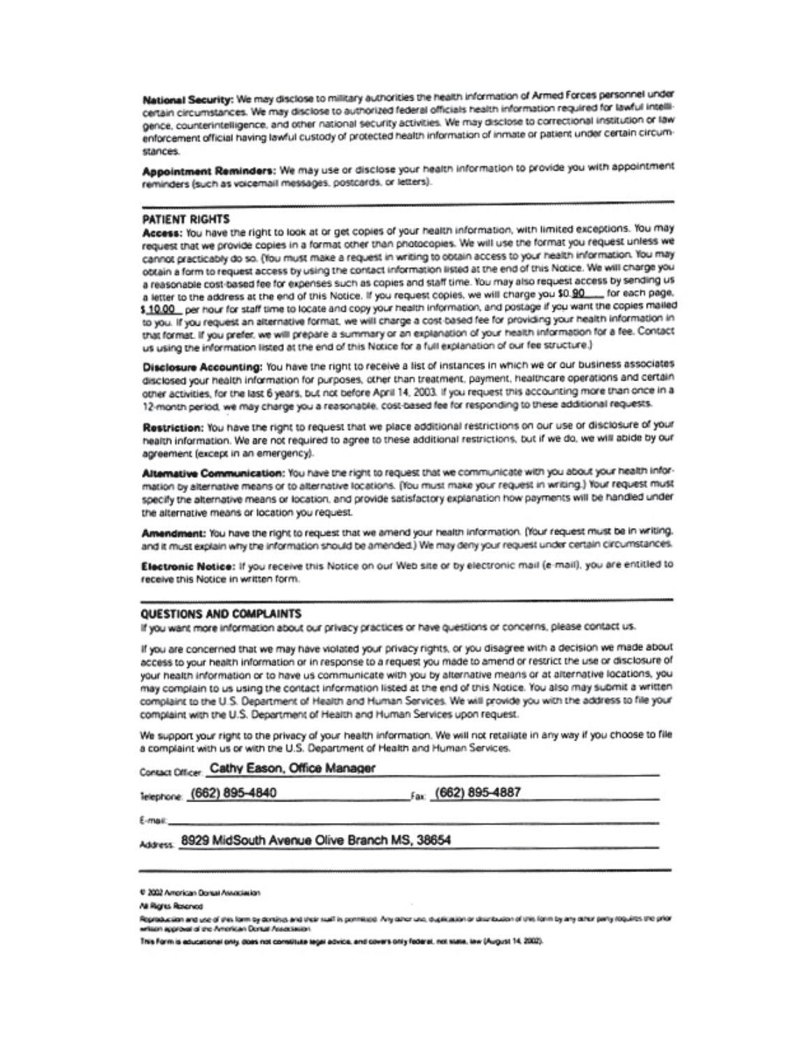**National Security:** We may disclose to military authorities the health information of Armed Forces personnel under certain circumstances. We may disclose to authorized federal officials health information required for lawful intelligence, counterintelligence, and other national security activities. We may disclose to correctional institution or law enforcement official having lawful custody of protected health information of inmate or patient under certain circumstances.

**Appointment Reminders:** We may use or disclose your health information to provide you with appointment reminders (such as voicemail messages, postcards, or letters).

---

## PATIENT RIGHTS

**Access:** You have the right to look at or get copies of your health information, with limited exceptions. You may request that we provide copies in a format other than photocopies. We will use the format you request unless we cannot practicably do so. (You must make a request in writing to obtain access to your health information. You may obtain a form to request access by using the contact information listed at the end of this Notice. We will charge you a reasonable cost-based fee for expenses such as copies and staff time. You may also request access by sending us a letter to the address at the end of this Notice. If you request copies, we will charge you $0.90 for each page, $10.00 per hour for staff time to locate and copy your health information, and postage if you want the copies mailed to you. If you request an alternative format, we will charge a cost-based fee for providing your health information in that format. If you prefer, we will prepare a summary or an explanation of your health information for a fee. Contact us using the information listed at the end of this Notice for a full explanation of our fee structure.)

**Disclosure Accounting:** You have the right to receive a list of instances in which we or our business associates disclosed your health information for purposes, other than treatment, payment, healthcare operations and certain other activities, for the last 6 years, but not before April 14, 2003. If you request this accounting more than once in a 12-month period, we may charge you a reasonable, cost-based fee for responding to these additional requests.

**Restriction:** You have the right to request that we place additional restrictions on our use or disclosure of your health information. We are not required to agree to these additional restrictions, but if we do, we will abide by our agreement (except in an emergency).

**Alternative Communication:** You have the right to request that we communicate with you about your health information by alternative means or to alternative locations. (You must make your request in writing.) Your request must specify the alternative means or location, and provide satisfactory explanation how payments will be handled under the alternative means or location you request.

**Amendment:** You have the right to request that we amend your health information. (Your request must be in writing, and it must explain why the information should be amended.) We may deny your request under certain circumstances.

**Electronic Notice:** If you receive this Notice on our Web site or by electronic mail (e-mail), you are entitled to receive this Notice in written form.

---

## QUESTIONS AND COMPLAINTS

If you want more information about our privacy practices or have questions or concerns, please contact us.

If you are concerned that we may have violated your privacy rights, or you disagree with a decision we made about access to your health information or in response to a request you made to amend or restrict the use or disclosure of your health information or to have us communicate with you by alternative means or at alternative locations, you may complain to us using the contact information listed at the end of this Notice. You also may submit a written complaint to the U.S. Department of Health and Human Services. We will provide you with the address to file your complaint with the U.S. Department of Health and Human Services upon request.

We support your right to the privacy of your health information. We will not retaliate in any way if you choose to file a complaint with us or with the U.S. Department of Health and Human Services.

Contact Officer: Cathy Eason, Office Manager

Telephone: (662) 895-4840 Fax: (662) 895-4887

E-mail:

Address: 8929 MidSouth Avenue Olive Branch MS, 38654

---

© 2002 American Dental Association

All Rights Reserved

Reproduction and use of this form by dentists and their staff is permitted. Any other use, duplication or distribution of this form by any other party requires the prior written approval of the American Dental Association.

This Form is educational only, does not constitute legal advice, and covers only federal, not state, law (August 14, 2002).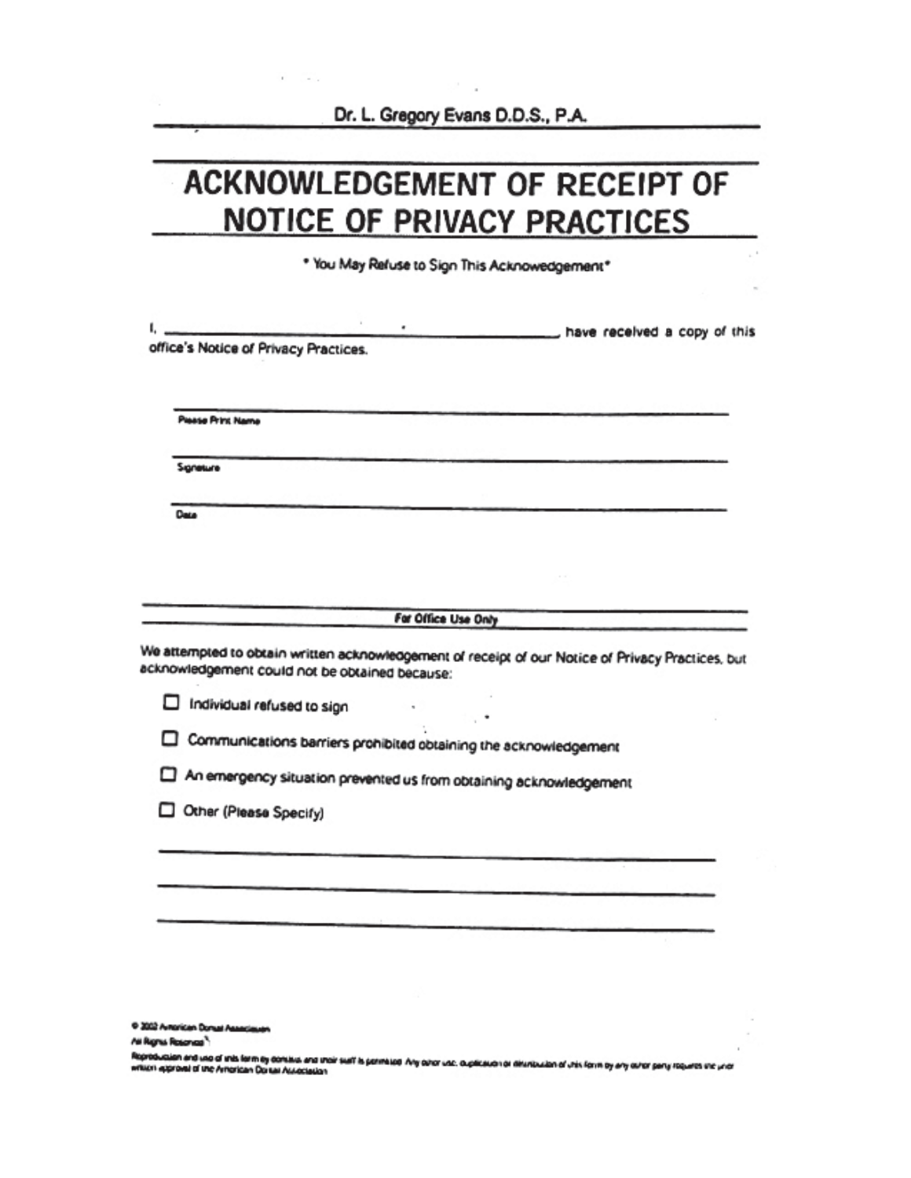Dr. L. Gregory Evans D.D.S., P.A.

# ACKNOWLEDGEMENT OF RECEIPT OF NOTICE OF PRIVACY PRACTICES

\* You May Refuse to Sign This Acknowedgement\*

I, ______________________________________, have received a copy of this office's Notice of Privacy Practices.

______________________________________
Please Print Name

______________________________________
Signature

______________________________________
Date

**For Office Use Only**

We attempted to obtain written acknowledgement of receipt of our Notice of Privacy Practices, but acknowledgement could not be obtained because:

- ☐ Individual refused to sign
- ☐ Communications barriers prohibited obtaining the acknowledgement
- ☐ An emergency situation prevented us from obtaining acknowledgement
- ☐ Other (Please Specify)

______________________________________

______________________________________

______________________________________

© 2002 American Dental Association
All Rights Reserved

Reproduction and use of this form by dentists and their staff is permitted. Any other use, duplication or distribution of this form by any other party requires the prior written approval of the American Dental Association.